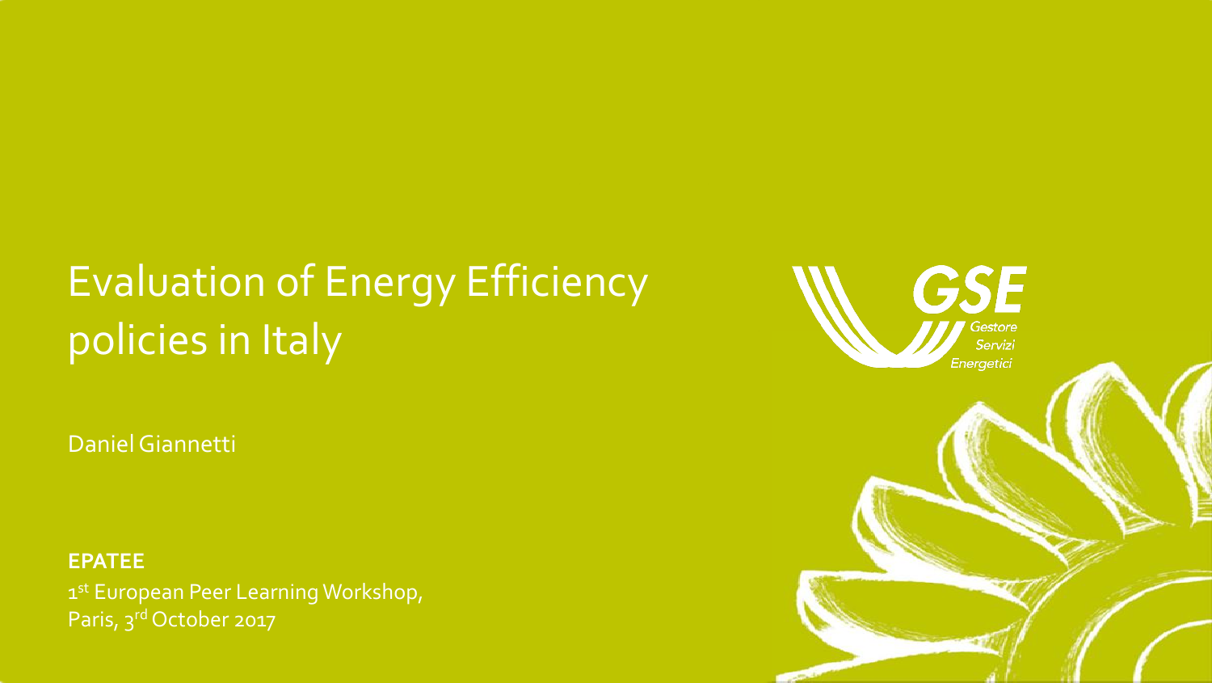# Evaluation of Energy Efficiency policies in Italy

Daniel Giannetti

**EPATEE**

1st European Peer Learning Workshop,
Paris, 3rd October 2017

GSE
Gestore
Servizi
Energetici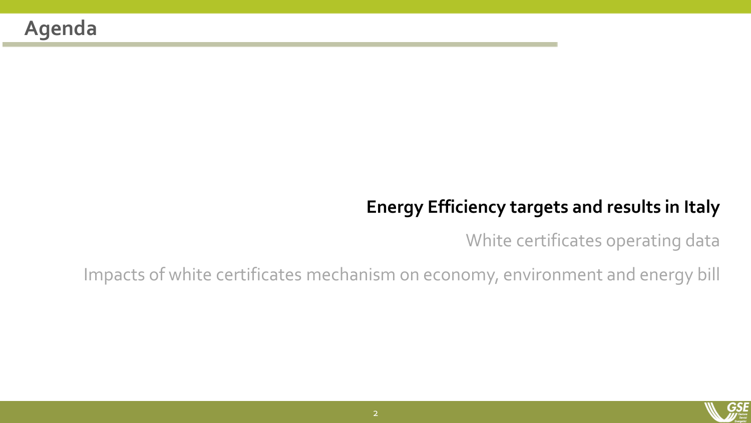# Agenda

**Energy Efficiency targets and results in Italy**

White certificates operating data

Impacts of white certificates mechanism on economy, environment and energy bill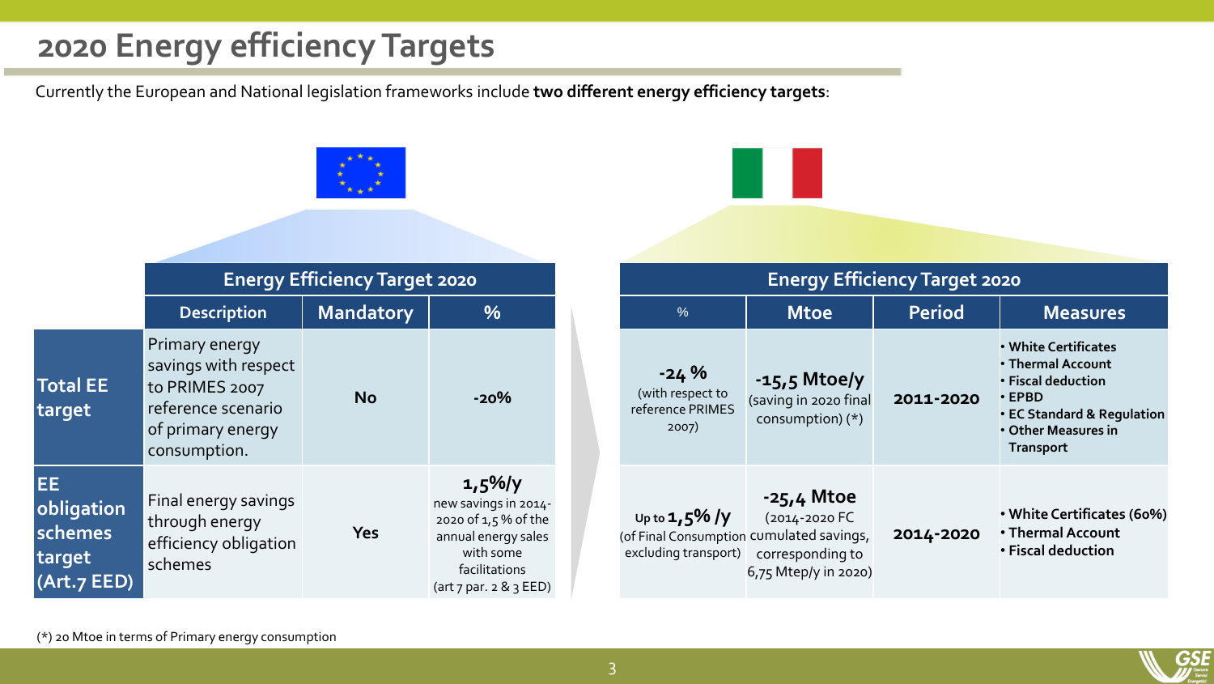# 2020 Energy efficiency Targets

Currently the European and National legislation frameworks include **two different energy efficiency targets**:

| | Energy Efficiency Target 2020 | | |
|---|---|---|---|
| | **Description** | **Mandatory** | **%** |
| **Total EE target** | Primary energy savings with respect to PRIMES 2007 reference scenario of primary energy consumption. | **No** | **-20%** |
| **EE obligation schemes target (Art.7 EED)** | Final energy savings through energy efficiency obligation schemes | **Yes** | **1,5%/y** new savings in 2014-2020 of 1,5 % of the annual energy sales with some facilitations (art 7 par. 2 & 3 EED) |

| Energy Efficiency Target 2020 | | | |
|---|---|---|---|
| **%** | **Mtoe** | **Period** | **Measures** |
| **-24 %** (with respect to reference PRIMES 2007) | **-15,5 Mtoe/y** (saving in 2020 final consumption) (*) | **2011-2020** | • **White Certificates** • **Thermal Account** • **Fiscal deduction** • **EPBD** • **EC Standard & Regulation** • **Other Measures in Transport** |
| Up to **1,5% /y** (of Final Consumption excluding transport) | **-25,4 Mtoe** (2014-2020 FC cumulated savings, corresponding to 6,75 Mtep/y in 2020) | **2014-2020** | • **White Certificates (60%)** • **Thermal Account** • **Fiscal deduction** |

(*) 20 Mtoe in terms of Primary energy consumption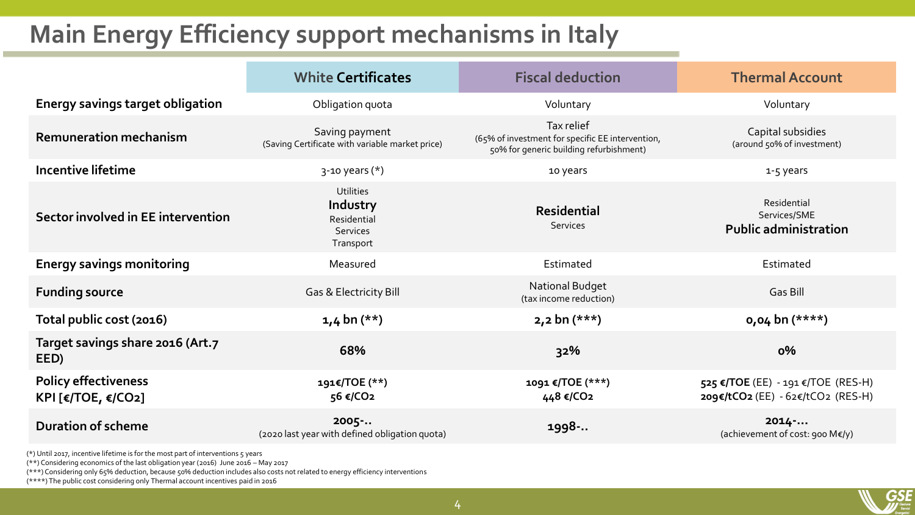# Main Energy Efficiency support mechanisms in Italy

| | White Certificates | Fiscal deduction | Thermal Account |
|---|---|---|---|
| **Energy savings target obligation** | Obligation quota | Voluntary | Voluntary |
| **Remuneration mechanism** | Saving payment (Saving Certificate with variable market price) | Tax relief (65% of investment for specific EE intervention, 50% for generic building refurbishment) | Capital subsidies (around 50% of investment) |
| **Incentive lifetime** | 3-10 years (*) | 10 years | 1-5 years |
| **Sector involved in EE intervention** | Utilities **Industry** Residential Services Transport | **Residential** Services | Residential Services/SME **Public administration** |
| **Energy savings monitoring** | Measured | Estimated | Estimated |
| **Funding source** | Gas & Electricity Bill | National Budget (tax income reduction) | Gas Bill |
| **Total public cost (2016)** | **1,4 bn (**)** | **2,2 bn (***)** | **0,04 bn (****)** |
| **Target savings share 2016 (Art.7 EED)** | **68%** | **32%** | **0%** |
| **Policy effectiveness KPI [€/TOE, €/$CO_2$]** | **191€/TOE (**)** **56 €/$CO_2$** | **1091 €/TOE (***)** **448 €/$CO_2$** | **525 €/TOE** (EE) - 191 €/TOE (RES-H) **209€/t$CO_2$** (EE) - 62€/t$CO_2$ (RES-H) |
| **Duration of scheme** | **2005-..** (2020 last year with defined obligation quota) | **1998-..** | **2014-...** (achievement of cost: 900 M€/y) |

(*) Until 2017, incentive lifetime is for the most part of interventions 5 years

(**) Considering economics of the last obligation year (2016) June 2016 – May 2017

(***) Considering only 65% deduction, because 50% deduction includes also costs not related to energy efficiency interventions

(****) The public cost considering only Thermal account incentives paid in 2016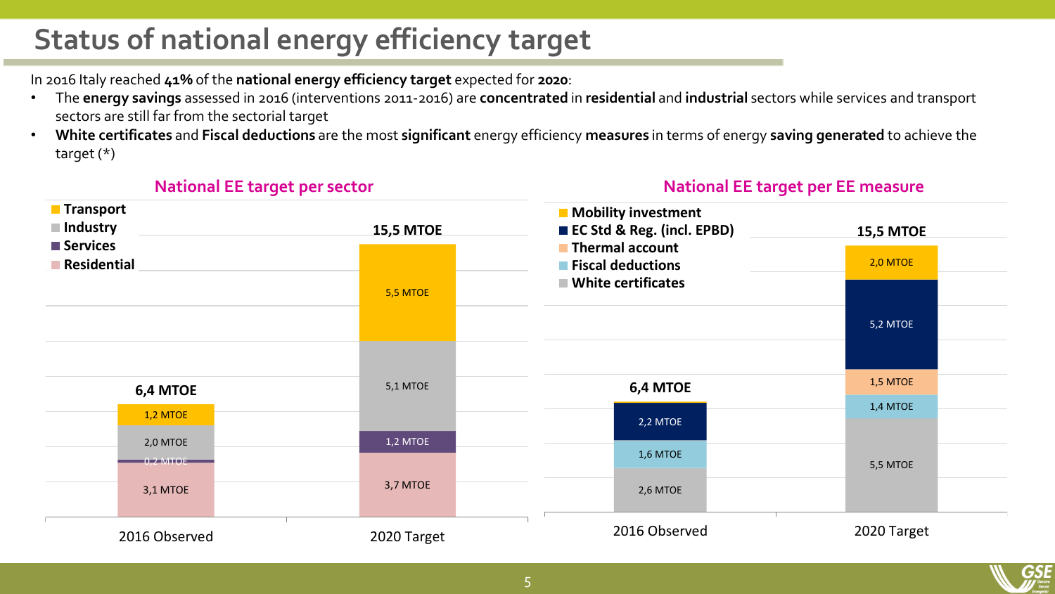# Status of national energy efficiency target

In 2016 Italy reached **41%** of the **national energy efficiency target** expected for **2020**:

- The **energy savings** assessed in 2016 (interventions 2011-2016) are **concentrated** in **residential** and **industrial** sectors while services and transport sectors are still far from the sectorial target
- **White certificates** and **Fiscal deductions** are the most **significant** energy efficiency **measures** in terms of energy **saving generated** to achieve the target (*)

## National EE target per sector

| | 2016 Observed | 2020 Target |
|---|---|---|
| Transport | 1,2 MTOE | 5,5 MTOE |
| Industry | 2,0 MTOE | 5,1 MTOE |
| Services | 0,2 MTOE | 1,2 MTOE |
| Residential | 3,1 MTOE | 3,7 MTOE |
| **Total** | **6,4 MTOE** | **15,5 MTOE** |

## National EE target per EE measure

| | 2016 Observed | 2020 Target |
|---|---|---|
| Mobility investment | | 2,0 MTOE |
| EC Std & Reg. (incl. EPBD) | 2,2 MTOE | 5,2 MTOE |
| Thermal account | | 1,5 MTOE |
| Fiscal deductions | 1,6 MTOE | 1,4 MTOE |
| White certificates | 2,6 MTOE | 5,5 MTOE |
| **Total** | **6,4 MTOE** | **15,5 MTOE** |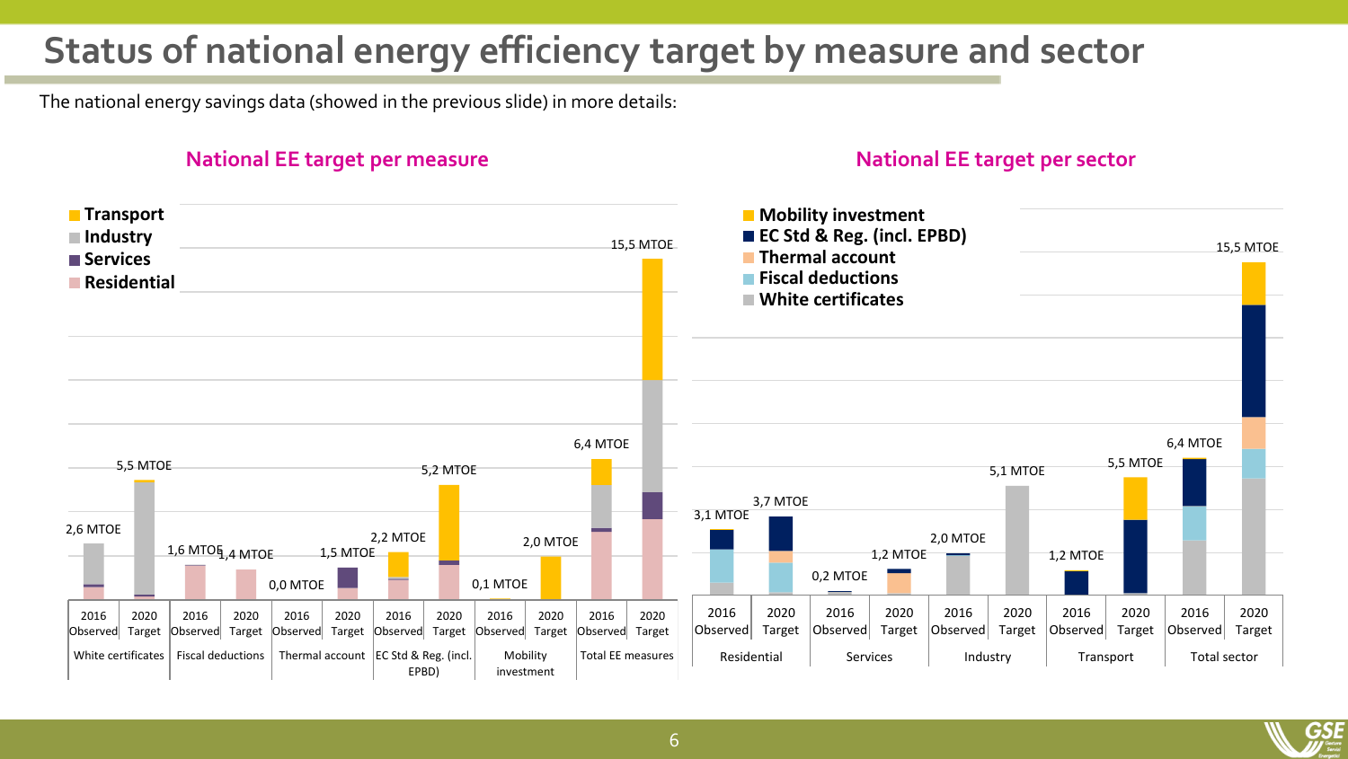# Status of national energy efficiency target by measure and sector

The national energy savings data (showed in the previous slide) in more details:

## National EE target per measure

Legend: Transport, Industry, Services, Residential

| Measure | 2016 Observed | 2020 Target |
|---|---|---|
| White certificates | 2,6 MTOE | 5,5 MTOE |
| Fiscal deductions | 1,6 MTOE | 1,4 MTOE |
| Thermal account | 0,0 MTOE | 1,5 MTOE |
| EC Std & Reg. (incl. EPBD) | 2,2 MTOE | 5,2 MTOE |
| Mobility investment | 0,1 MTOE | 2,0 MTOE |
| Total EE measures | 6,4 MTOE | 15,5 MTOE |

## National EE target per sector

Legend: Mobility investment, EC Std & Reg. (incl. EPBD), Thermal account, Fiscal deductions, White certificates

| Sector | 2016 Observed | 2020 Target |
|---|---|---|
| Residential | 3,1 MTOE | 3,7 MTOE |
| Services | 0,2 MTOE | 1,2 MTOE |
| Industry | 2,0 MTOE | 5,1 MTOE |
| Transport | 1,2 MTOE | 5,5 MTOE |
| Total sector | 6,4 MTOE | 15,5 MTOE |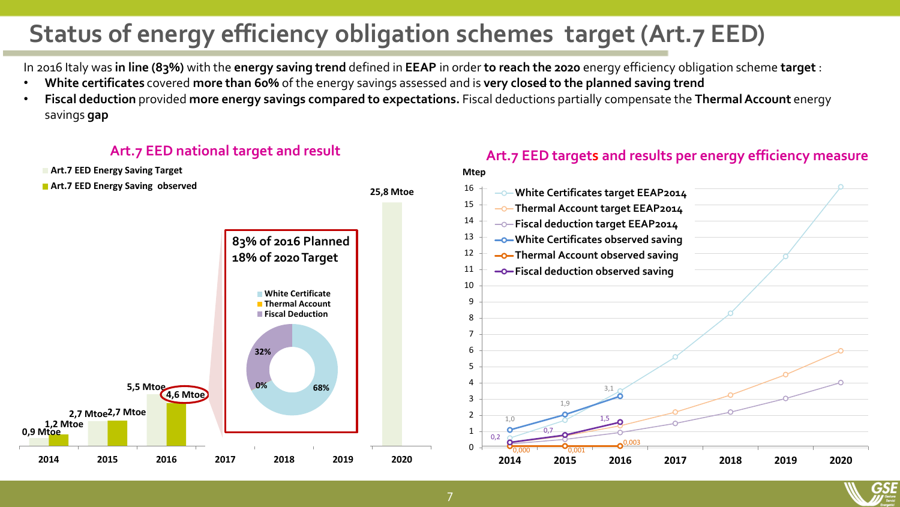# Status of energy efficiency obligation schemes target (Art.7 EED)

In 2016 Italy was **in line (83%)** with the **energy saving trend** defined in **EEAP** in order **to reach the 2020** energy efficiency obligation scheme **target** :

- **White certificates** covered **more than 60%** of the energy savings assessed and is **very closed to the planned saving trend**
- **Fiscal deduction** provided **more energy savings compared to expectations.** Fiscal deductions partially compensate the **Thermal Account** energy savings **gap**

## Art.7 EED national target and result

- Art.7 EED Energy Saving Target
- Art.7 EED Energy Saving observed

| Year | Art.7 EED Energy Saving Target | Art.7 EED Energy Saving observed |
|---|---|---|
| 2014 | 0,9 Mtoe | 1,2 Mtoe |
| 2015 | 2,7 Mtoe | 2,7 Mtoe |
| 2016 | 5,5 Mtoe | 4,6 Mtoe |
| 2017 | | |
| 2018 | | |
| 2019 | | |
| 2020 | 25,8 Mtoe | |

**83% of 2016 Planned**
**18% of 2020 Target**

| Measure | Share |
|---|---|
| White Certificate | 68% |
| Thermal Account | 0% |
| Fiscal Deduction | 32% |

## Art.7 EED targets and results per energy efficiency measure

Mtep

| Series | 2014 | 2015 | 2016 |
|---|---|---|---|
| White Certificates observed saving | 1,0 | 1,9 | 3,1 |
| Thermal Account observed saving | 0,000 | 0,001 | 0,003 |
| Fiscal deduction observed saving | 0,2 | 0,7 | 1,5 |

Targets plotted for 2014–2020: White Certificates target EEAP2014, Thermal Account target EEAP2014, Fiscal deduction target EEAP2014.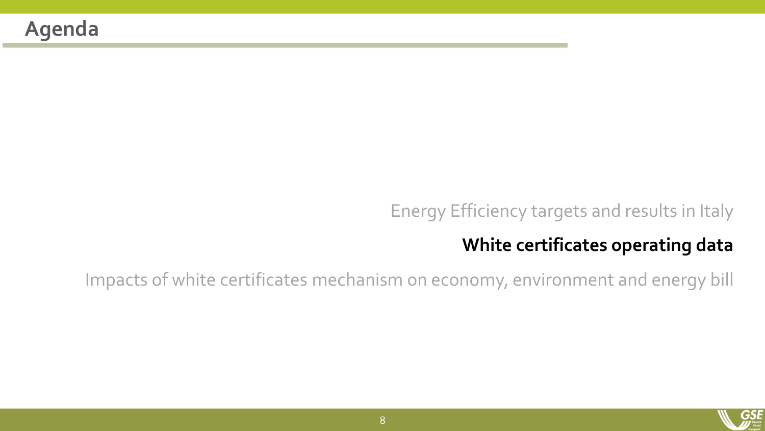# Agenda

Energy Efficiency targets and results in Italy

**White certificates operating data**

Impacts of white certificates mechanism on economy, environment and energy bill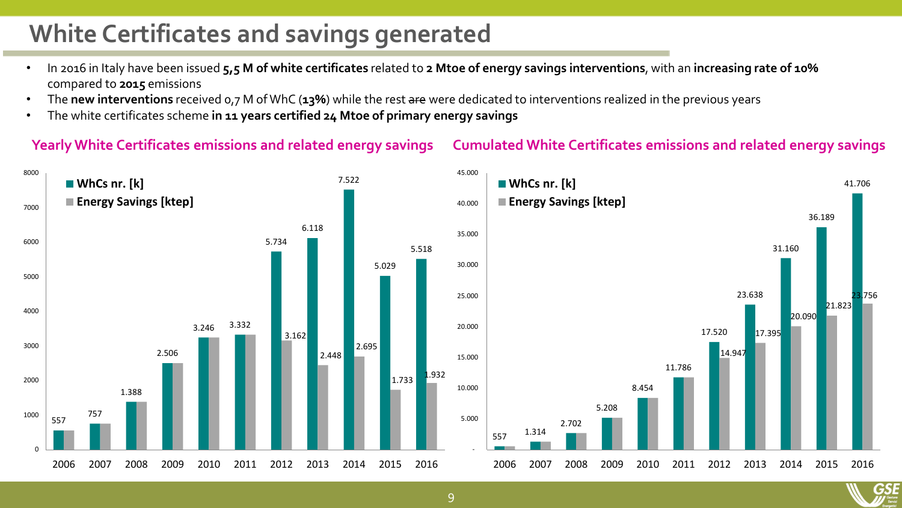# White Certificates and savings generated

- In 2016 in Italy have been issued **5,5 M of white certificates** related to **2 Mtoe of energy savings interventions**, with an **increasing rate of 10%** compared to **2015** emissions
- The **new interventions** received 0,7 M of WhC (**13%**) while the rest ~~are~~ were dedicated to interventions realized in the previous years
- The white certificates scheme **in 11 years certified 24 Mtoe of primary energy savings**

**Yearly White Certificates emissions and related energy savings**

| Year | WhCs nr. [k] | Energy Savings [ktep] |
|---|---|---|
| 2006 | 557 | |
| 2007 | 757 | |
| 2008 | 1.388 | |
| 2009 | 2.506 | |
| 2010 | 3.246 | |
| 2011 | 3.332 | |
| 2012 | 5.734 | 3.162 |
| 2013 | 6.118 | 2.448 |
| 2014 | 7.522 | 2.695 |
| 2015 | 5.029 | 1.733 |
| 2016 | 5.518 | 1.932 |

**Cumulated White Certificates emissions and related energy savings**

| Year | WhCs nr. [k] | Energy Savings [ktep] |
|---|---|---|
| 2006 | 557 | |
| 2007 | 1.314 | |
| 2008 | 2.702 | |
| 2009 | 5.208 | |
| 2010 | 8.454 | |
| 2011 | 11.786 | |
| 2012 | 17.520 | 14.947 |
| 2013 | 23.638 | 17.395 |
| 2014 | 31.160 | 20.090 |
| 2015 | 36.189 | 21.823 |
| 2016 | 41.706 | 23.756 |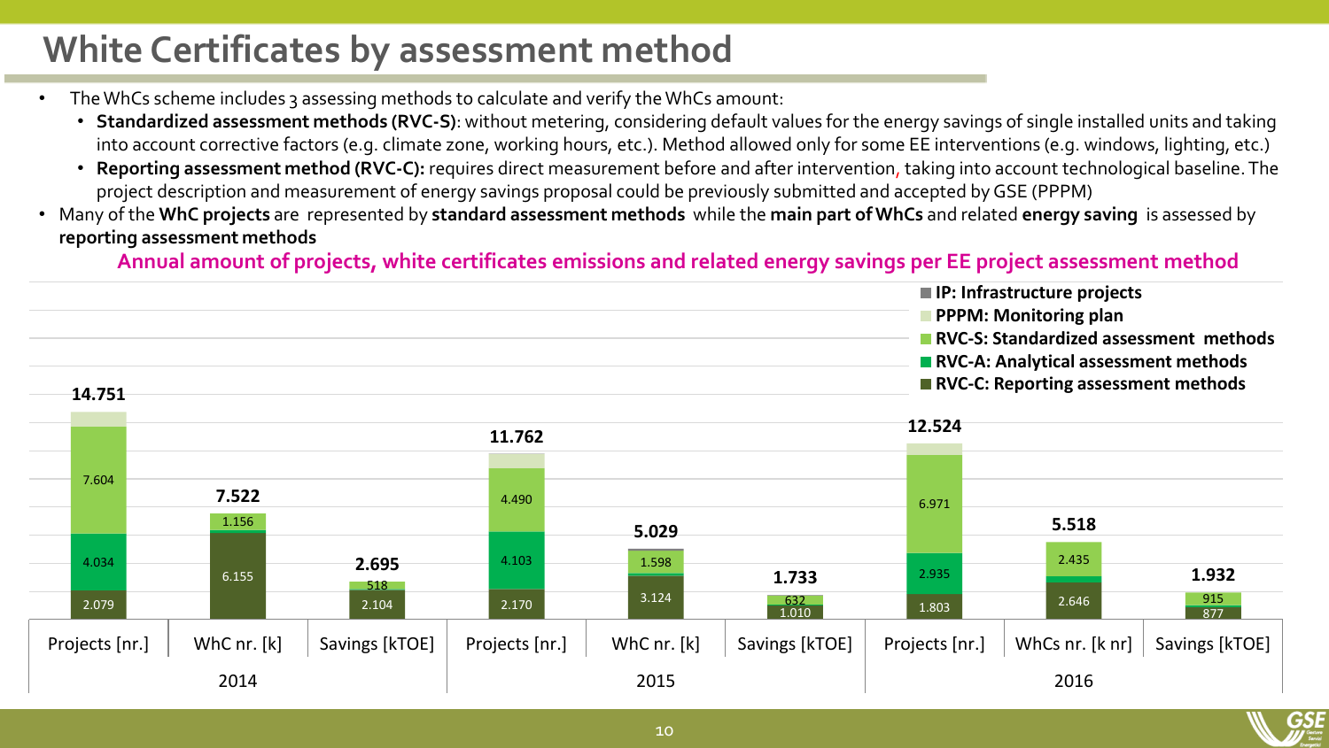# White Certificates by assessment method

- The WhCs scheme includes 3 assessing methods to calculate and verify the WhCs amount:
  - **Standardized assessment methods (RVC-S)**: without metering, considering default values for the energy savings of single installed units and taking into account corrective factors (e.g. climate zone, working hours, etc.). Method allowed only for some EE interventions (e.g. windows, lighting, etc.)
  - **Reporting assessment method (RVC-C):** requires direct measurement before and after intervention, taking into account technological baseline. The project description and measurement of energy savings proposal could be previously submitted and accepted by GSE (PPPM)
- Many of the **WhC projects** are represented by **standard assessment methods** while the **main part of WhCs** and related **energy saving** is assessed by **reporting assessment methods**

**Annual amount of projects, white certificates emissions and related energy savings per EE project assessment method**

| Year | Measure | Total | RVC-C: Reporting assessment methods | RVC-A: Analytical assessment methods | RVC-S: Standardized assessment methods |
|---|---|---|---|---|---|
| 2014 | Projects [nr.] | 14.751 | 2.079 | 4.034 | 7.604 |
| 2014 | WhC nr. [k] | 7.522 | 6.155 | | 1.156 |
| 2014 | Savings [kTOE] | 2.695 | 2.104 | | 518 |
| 2015 | Projects [nr.] | 11.762 | 2.170 | 4.103 | 4.490 |
| 2015 | WhC nr. [k] | 5.029 | 3.124 | | 1.598 |
| 2015 | Savings [kTOE] | 1.733 | 1.010 | | 632 |
| 2016 | Projects [nr.] | 12.524 | 1.803 | 2.935 | 6.971 |
| 2016 | WhCs nr. [k nr] | 5.518 | 2.646 | | 2.435 |
| 2016 | Savings [kTOE] | 1.932 | 877 | | 915 |

Legend: IP: Infrastructure projects; PPPM: Monitoring plan; RVC-S: Standardized assessment methods; RVC-A: Analytical assessment methods; RVC-C: Reporting assessment methods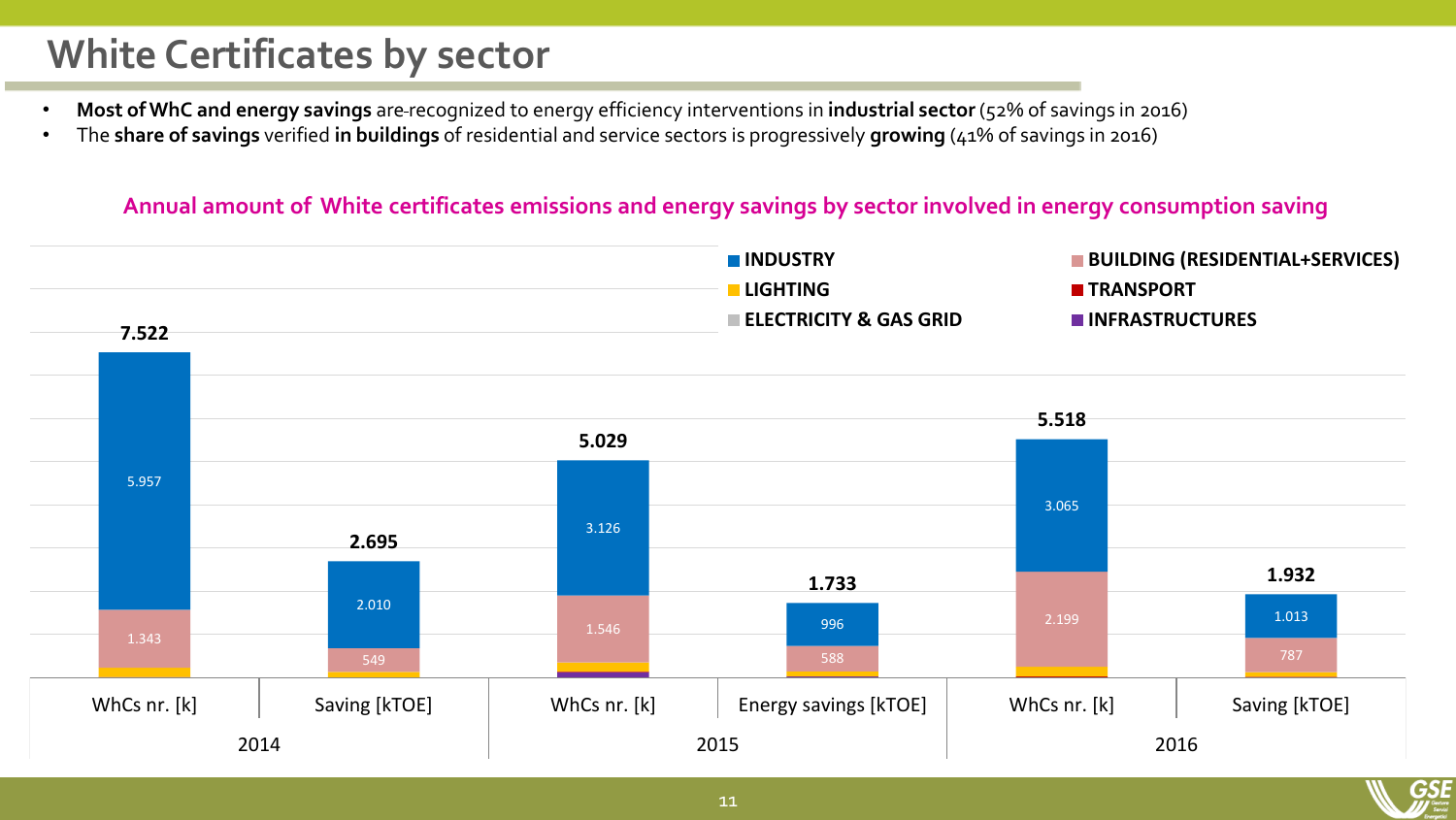# White Certificates by sector

- **Most of WhC and energy savings** are recognized to energy efficiency interventions in **industrial sector** (52% of savings in 2016)
- The **share of savings** verified **in buildings** of residential and service sectors is progressively **growing** (41% of savings in 2016)

**Annual amount of White certificates emissions and energy savings by sector involved in energy consumption saving**

| Year | Measure | INDUSTRY | BUILDING (RESIDENTIAL+SERVICES) | Total |
|---|---|---|---|---|
| 2014 | WhCs nr. [k] | 5.957 | 1.343 | 7.522 |
| 2014 | Saving [kTOE] | 2.010 | 549 | 2.695 |
| 2015 | WhCs nr. [k] | 3.126 | 1.546 | 5.029 |
| 2015 | Energy savings [kTOE] | 996 | 588 | 1.733 |
| 2016 | WhCs nr. [k] | 3.065 | 2.199 | 5.518 |
| 2016 | Saving [kTOE] | 1.013 | 787 | 1.932 |

Legend: INDUSTRY, BUILDING (RESIDENTIAL+SERVICES), LIGHTING, TRANSPORT, ELECTRICITY & GAS GRID, INFRASTRUCTURES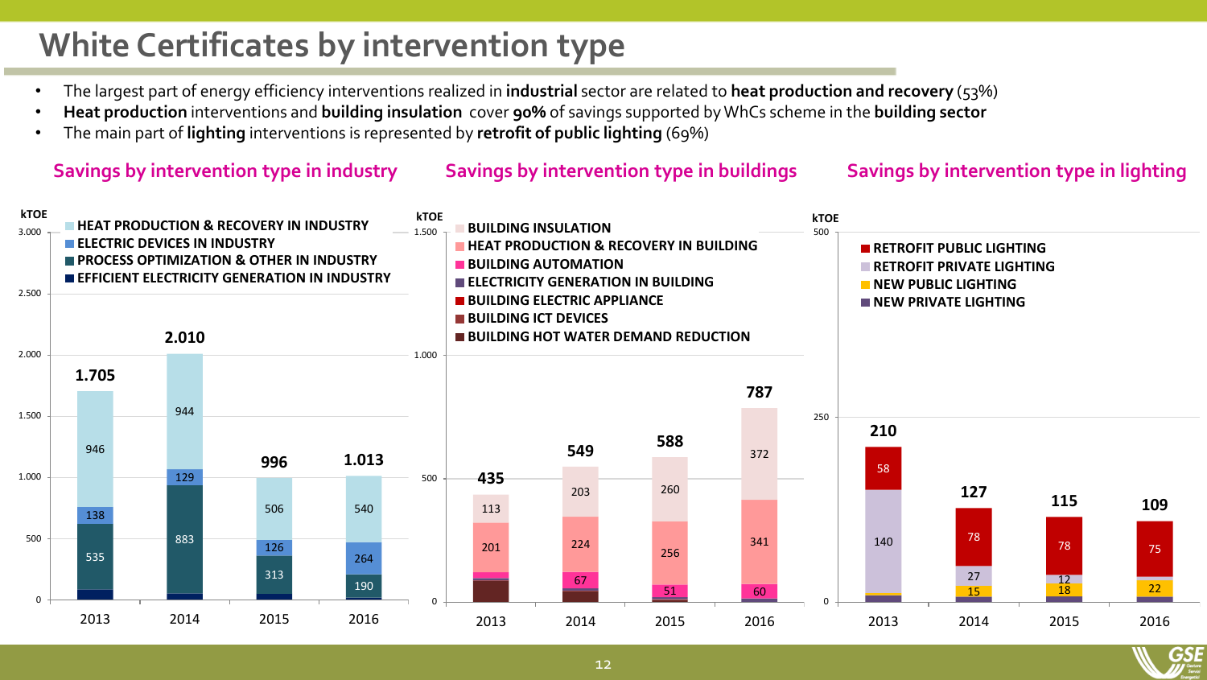# White Certificates by intervention type

- The largest part of energy efficiency interventions realized in **industrial** sector are related to **heat production and recovery** (53%)
- **Heat production** interventions and **building insulation** cover **90%** of savings supported by WhCs scheme in the **building sector**
- The main part of **lighting** interventions is represented by **retrofit of public lighting** (69%)

## Savings by intervention type in industry

kTOE

| | 2013 | 2014 | 2015 | 2016 |
|---|---|---|---|---|
| HEAT PRODUCTION & RECOVERY IN INDUSTRY | 946 | 944 | 506 | 540 |
| ELECTRIC DEVICES IN INDUSTRY | 138 | 129 | 126 | 264 |
| PROCESS OPTIMIZATION & OTHER IN INDUSTRY | 535 | 883 | 313 | 190 |
| EFFICIENT ELECTRICITY GENERATION IN INDUSTRY | | | | |
| **Total** | **1.705** | **2.010** | **996** | **1.013** |

## Savings by intervention type in buildings

kTOE

| | 2013 | 2014 | 2015 | 2016 |
|---|---|---|---|---|
| BUILDING INSULATION | 113 | 203 | 260 | 372 |
| HEAT PRODUCTION & RECOVERY IN BUILDING | 201 | 224 | 256 | 341 |
| BUILDING AUTOMATION | | 67 | 51 | 60 |
| ELECTRICITY GENERATION IN BUILDING | | | | |
| BUILDING ELECTRIC APPLIANCE | | | | |
| BUILDING ICT DEVICES | | | | |
| BUILDING HOT WATER DEMAND REDUCTION | | | | |
| **Total** | **435** | **549** | **588** | **787** |

## Savings by intervention type in lighting

kTOE

| | 2013 | 2014 | 2015 | 2016 |
|---|---|---|---|---|
| RETROFIT PUBLIC LIGHTING | 58 | 78 | 78 | 75 |
| RETROFIT PRIVATE LIGHTING | 140 | 27 | 12 | |
| NEW PUBLIC LIGHTING | | 15 | 18 | 22 |
| NEW PRIVATE LIGHTING | | | | |
| **Total** | **210** | **127** | **115** | **109** |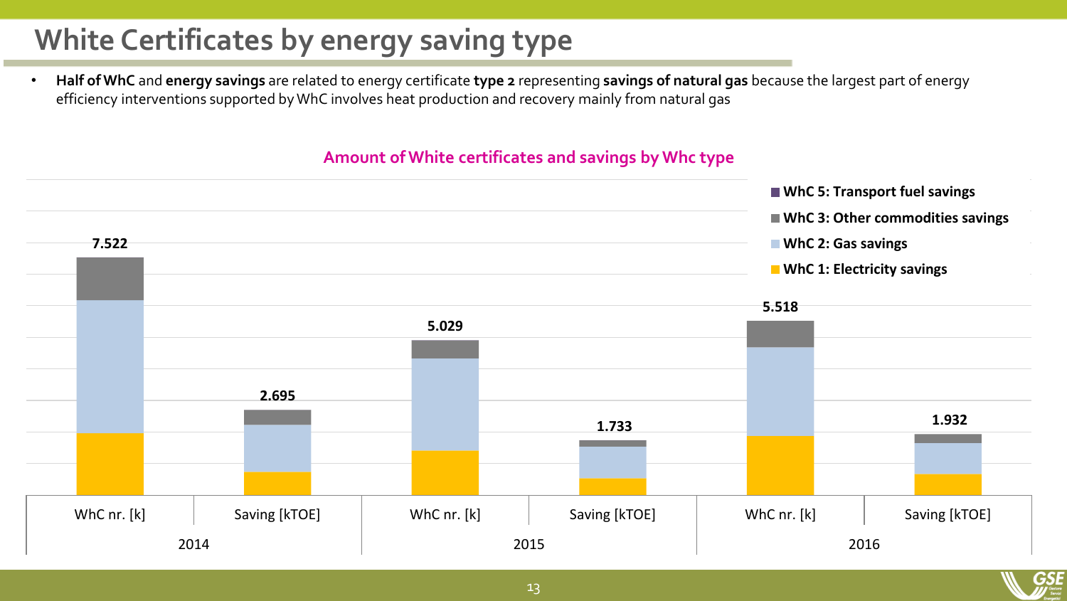# White Certificates by energy saving type

- **Half of WhC** and **energy savings** are related to energy certificate **type 2** representing **savings of natural gas** because the largest part of energy efficiency interventions supported by WhC involves heat production and recovery mainly from natural gas

**Amount of White certificates and savings by Whc type**

| | 2014 | | 2015 | | 2016 | |
|---|---|---|---|---|---|---|
| | WhC nr. [k] | Saving [kTOE] | WhC nr. [k] | Saving [kTOE] | WhC nr. [k] | Saving [kTOE] |
| Total | 7.522 | 2.695 | 5.029 | 1.733 | 5.518 | 1.932 |

Legend: WhC 5: Transport fuel savings; WhC 3: Other commodities savings; WhC 2: Gas savings; WhC 1: Electricity savings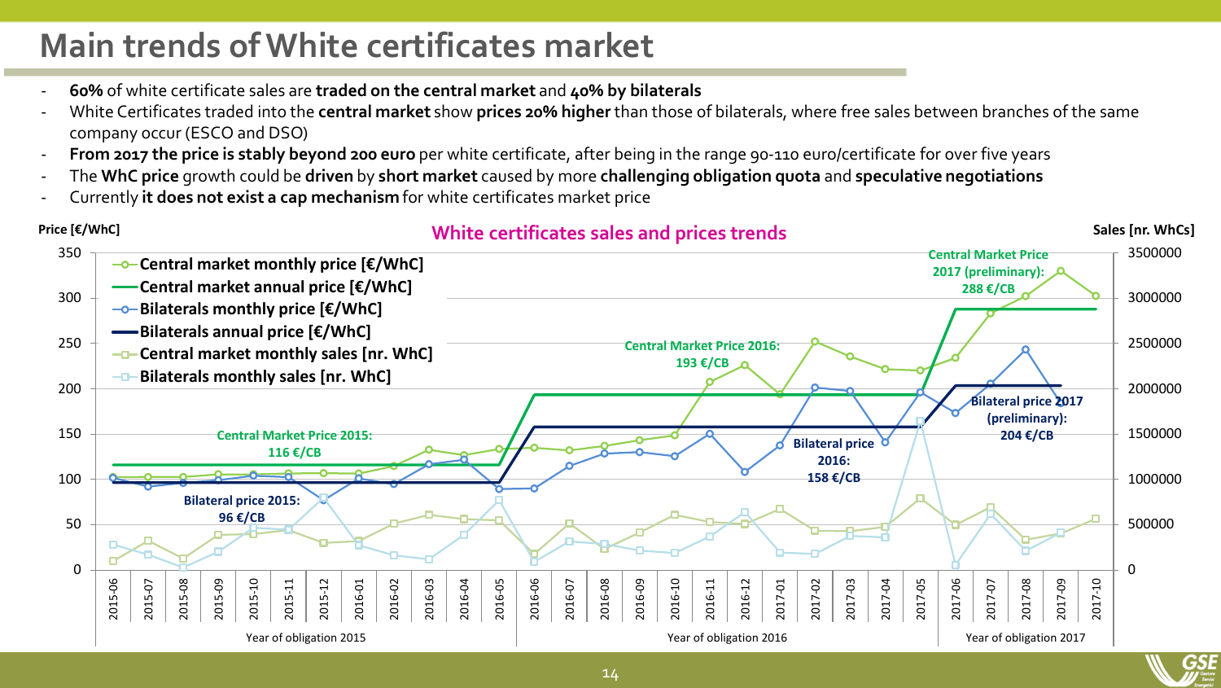# Main trends of White certificates market

- **60%** of white certificate sales are **traded on the central market** and **40% by bilaterals**
- White Certificates traded into the **central market** show **prices 20% higher** than those of bilaterals, where free sales between branches of the same company occur (ESCO and DSO)
- **From 2017 the price is stably beyond 200 euro** per white certificate, after being in the range 90-110 euro/certificate for over five years
- The **WhC price** growth could be **driven** by **short market** caused by more **challenging obligation quota** and **speculative negotiations**
- Currently **it does not exist a cap mechanism** for white certificates market price

**White certificates sales and prices trends**

Price [€/WhC] — Sales [nr. WhCs]

Legend:
- Central market monthly price [€/WhC]
- Central market annual price [€/WhC]
- Bilaterals monthly price [€/WhC]
- Bilaterals annual price [€/WhC]
- Central market monthly sales [nr. WhC]
- Bilaterals monthly sales [nr. WhC]

Annotations:
- Central Market Price 2015: 116 €/CB
- Bilateral price 2015: 96 €/CB
- Central Market Price 2016: 193 €/CB
- Bilateral price 2016: 158 €/CB
- Central Market Price 2017 (preliminary): 288 €/CB
- Bilateral price 2017 (preliminary): 204 €/CB

X-axis: 2015-06 to 2017-10 — Year of obligation 2015 | Year of obligation 2016 | Year of obligation 2017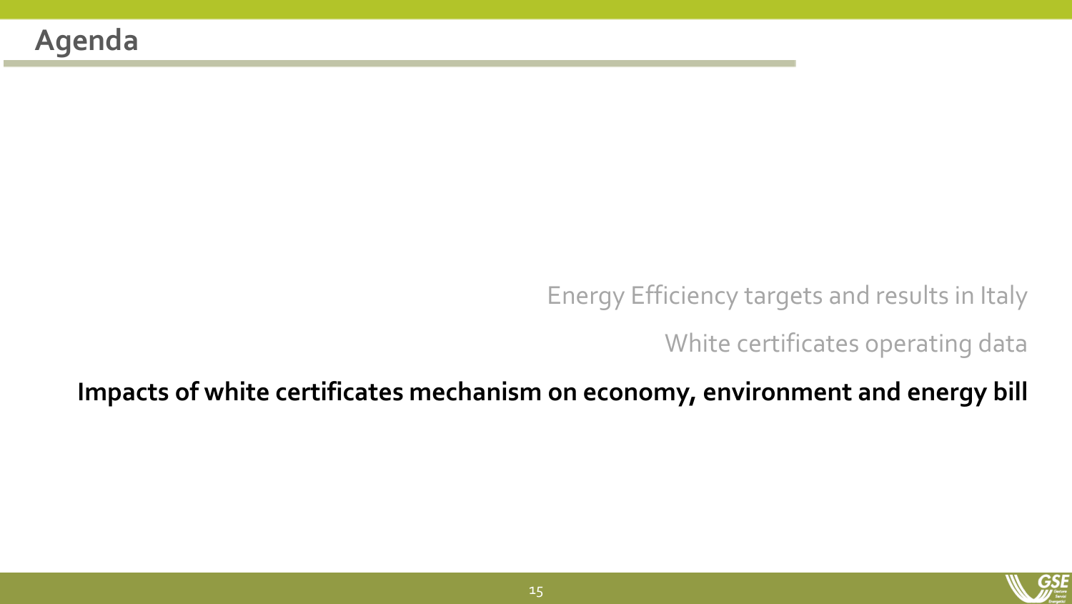# Agenda

Energy Efficiency targets and results in Italy

White certificates operating data

**Impacts of white certificates mechanism on economy, environment and energy bill**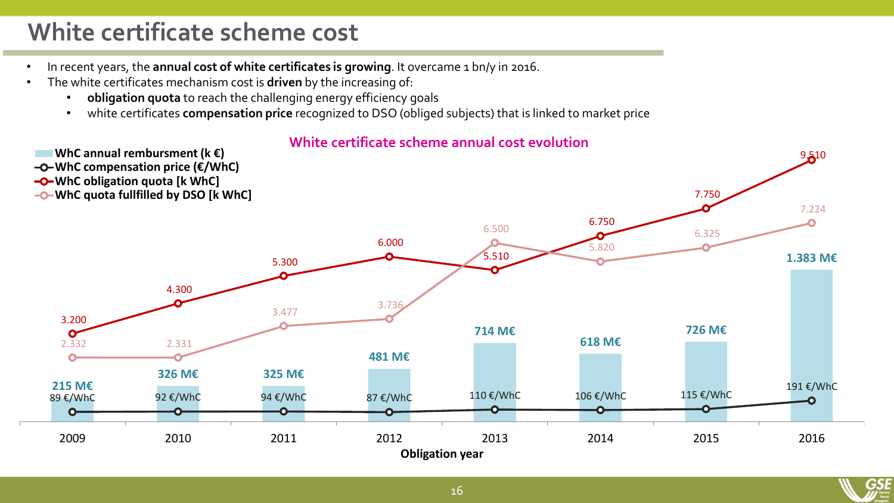# White certificate scheme cost

- In recent years, the **annual cost of white certificates is growing**. It overcame 1 bn/y in 2016.
- The white certificates mechanism cost is **driven** by the increasing of:
  - **obligation quota** to reach the challenging energy efficiency goals
  - white certificates **compensation price** recognized to DSO (obliged subjects) that is linked to market price

**White certificate scheme annual cost evolution**

| Obligation year | WhC annual rembursment (k €) | WhC compensation price (€/WhC) | WhC obligation quota [k WhC] | WhC quota fullfilled by DSO [k WhC] |
|---|---|---|---|---|
| 2009 | 215 M€ | 89 €/WhC | 3.200 | 2.332 |
| 2010 | 326 M€ | 92 €/WhC | 4.300 | 2.331 |
| 2011 | 325 M€ | 94 €/WhC | 5.300 | 3.477 |
| 2012 | 481 M€ | 87 €/WhC | 6.000 | 3.736 |
| 2013 | 714 M€ | 110 €/WhC | 5.510 | 6.500 |
| 2014 | 618 M€ | 106 €/WhC | 6.750 | 5.820 |
| 2015 | 726 M€ | 115 €/WhC | 7.750 | 6.325 |
| 2016 | 1.383 M€ | 191 €/WhC | 9.510 | 7.224 |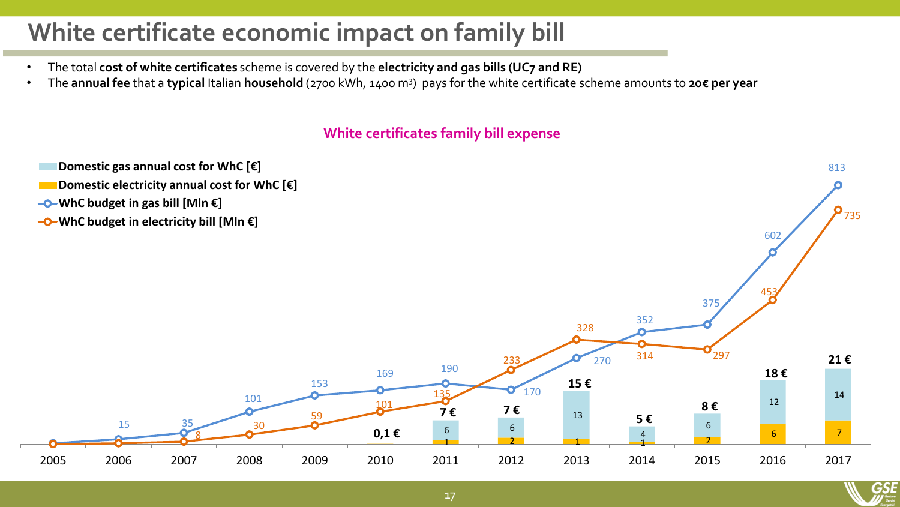# White certificate economic impact on family bill

- The total **cost of white certificates** scheme is covered by the **electricity and gas bills (UC7 and RE)**
- The **annual fee** that a **typical** Italian **household** (2700 kWh, 1400 m$^3$) pays for the white certificate scheme amounts to **20€ per year**

**White certificates family bill expense**

| Year | Domestic gas annual cost for WhC [€] | Domestic electricity annual cost for WhC [€] | Total [€] | WhC budget in gas bill [Mln €] | WhC budget in electricity bill [Mln €] |
|---|---|---|---|---|---|
| 2005 | | | | | |
| 2006 | | | | 15 | |
| 2007 | | | | 35 | 8 |
| 2008 | | | | 101 | 30 |
| 2009 | | | | 153 | 59 |
| 2010 | | | 0,1 € | 169 | 101 |
| 2011 | 6 | 1 | 7 € | 190 | 135 |
| 2012 | 6 | 2 | 7 € | 170 | 233 |
| 2013 | 13 | 1 | 15 € | 270 | 328 |
| 2014 | 4 | 1 | 5 € | 352 | 314 |
| 2015 | 6 | 2 | 8 € | 375 | 297 |
| 2016 | 12 | 6 | 18 € | 602 | 453 |
| 2017 | 14 | 7 | 21 € | 813 | 735 |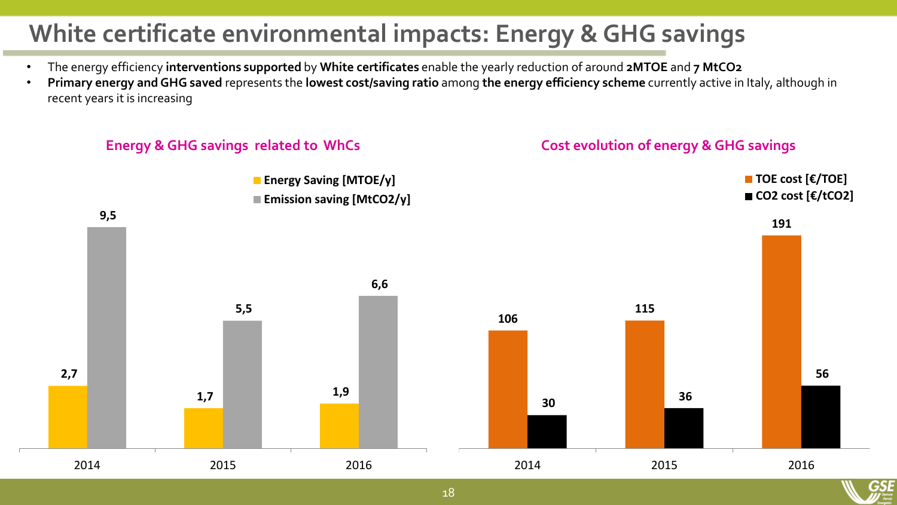# White certificate environmental impacts: Energy & GHG savings

- The energy efficiency **interventions supported** by **White certificates** enable the yearly reduction of around **2MTOE** and **7 MtCO2**
- **Primary energy and GHG saved** represents the **lowest cost/saving ratio** among **the energy efficiency scheme** currently active in Italy, although in recent years it is increasing

**Energy & GHG savings related to WhCs**

| Year | Energy Saving [MTOE/y] | Emission saving [MtCO2/y] |
|---|---|---|
| 2014 | 2,7 | 9,5 |
| 2015 | 1,7 | 5,5 |
| 2016 | 1,9 | 6,6 |

**Cost evolution of energy & GHG savings**

| Year | TOE cost [€/TOE] | CO2 cost [€/tCO2] |
|---|---|---|
| 2014 | 106 | 30 |
| 2015 | 115 | 36 |
| 2016 | 191 | 56 |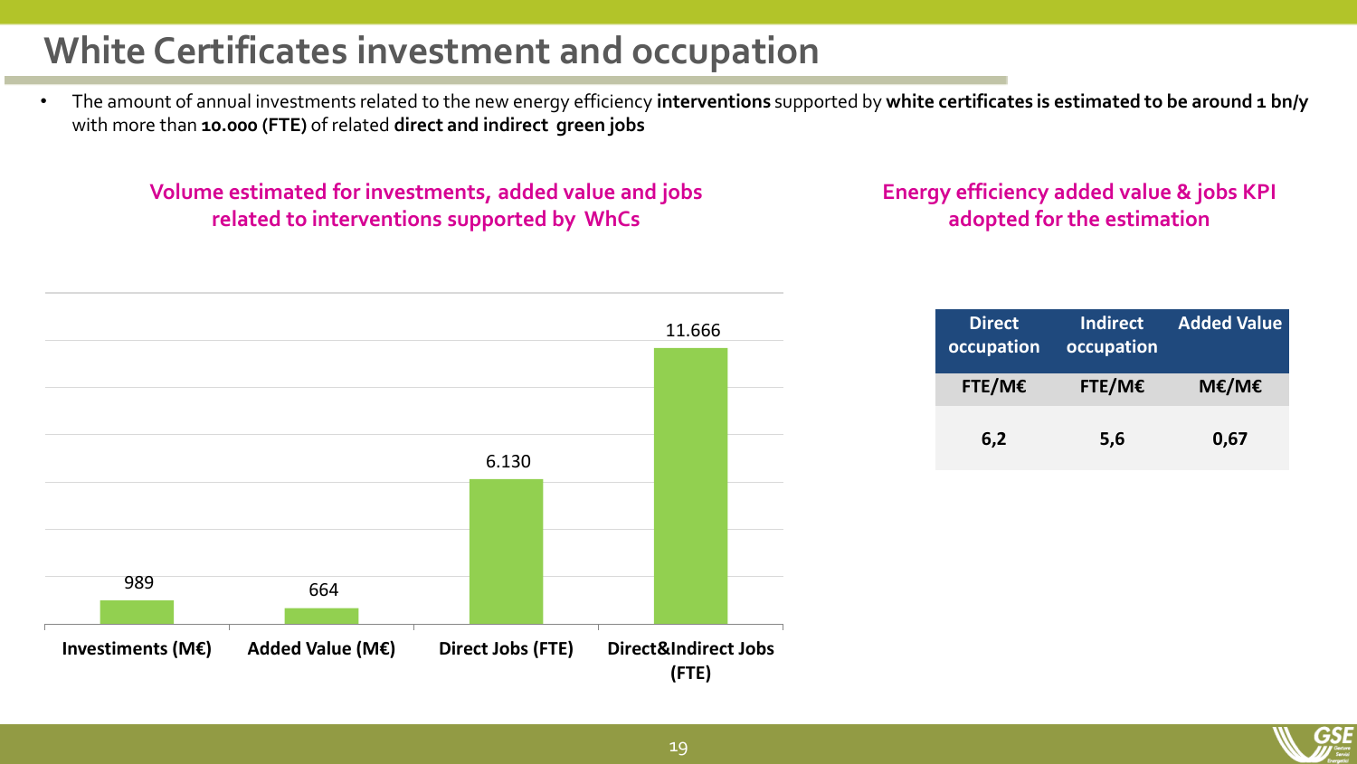# White Certificates investment and occupation

- The amount of annual investments related to the new energy efficiency **interventions** supported by **white certificates is estimated to be around 1 bn/y** with more than **10.000 (FTE)** of related **direct and indirect green jobs**

**Volume estimated for investments, added value and jobs related to interventions supported by WhCs**

| Investiments (M€) | Added Value (M€) | Direct Jobs (FTE) | Direct&Indirect Jobs (FTE) |
|---|---|---|---|
| 989 | 664 | 6.130 | 11.666 |

**Energy efficiency added value & jobs KPI adopted for the estimation**

| Direct occupation | Indirect occupation | Added Value |
|---|---|---|
| FTE/M€ | FTE/M€ | M€/M€ |
| 6,2 | 5,6 | 0,67 |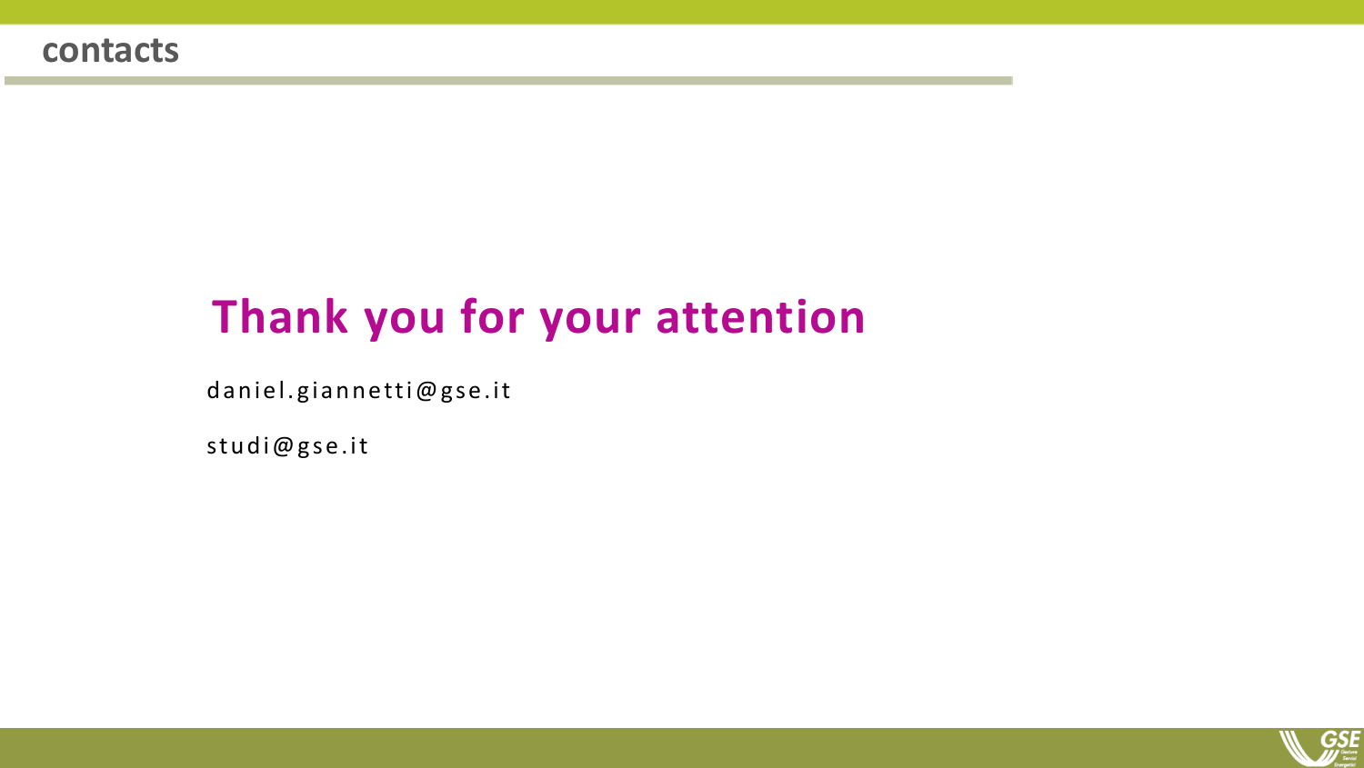## contacts

# Thank you for your attention

daniel.giannetti@gse.it

studi@gse.it